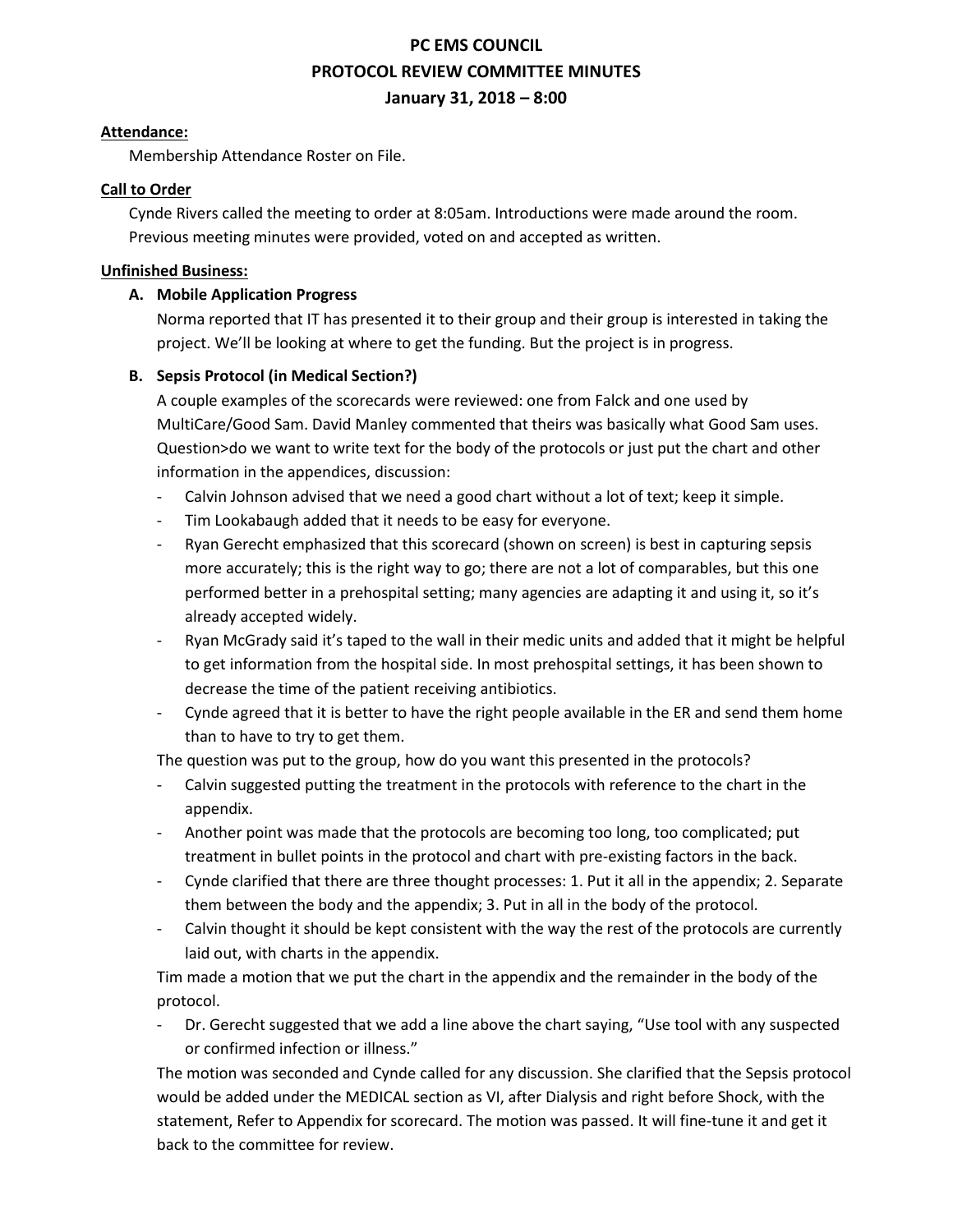# PC EMS COUNCIL

## PROTOCOL REVIEW COMMITTEE MINUTES

### January 31, 2018 – 8:00

**Attendance:**

Membership Attendance Roster on File.

**Call to Order**

Cynde Rivers called the meeting to order at 8:05am. Introductions were made around the room. Previous meeting minutes were provided, voted on and accepted as written.

**Unfinished Business:**

**A. Mobile Application Progress**

Norma reported that IT has presented it to their group and their group is interested in taking the project. We'll be looking at where to get the funding. But the project is in progress.

**B. Sepsis Protocol (in Medical Section?)**

A couple examples of the scorecards were reviewed: one from Falck and one used by MultiCare/Good Sam. David Manley commented that theirs was basically what Good Sam uses. Question>do we want to write text for the body of the protocols or just put the chart and other information in the appendices, discussion:

- Calvin Johnson advised that we need a good chart without a lot of text; keep it simple.
- Tim Lookabaugh added that it needs to be easy for everyone.
- Ryan Gerecht emphasized that this scorecard (shown on screen) is best in capturing sepsis more accurately; this is the right way to go; there are not a lot of comparables, but this one performed better in a prehospital setting; many agencies are adapting it and using it, so it's already accepted widely.
- Ryan McGrady said it's taped to the wall in their medic units and added that it might be helpful to get information from the hospital side. In most prehospital settings, it has been shown to decrease the time of the patient receiving antibiotics.
- Cynde agreed that it is better to have the right people available in the ER and send them home than to have to try to get them.

The question was put to the group, how do you want this presented in the protocols?

- Calvin suggested putting the treatment in the protocols with reference to the chart in the appendix.
- Another point was made that the protocols are becoming too long, too complicated; put treatment in bullet points in the protocol and chart with pre-existing factors in the back.
- Cynde clarified that there are three thought processes: 1. Put it all in the appendix; 2. Separate them between the body and the appendix; 3. Put in all in the body of the protocol.
- Calvin thought it should be kept consistent with the way the rest of the protocols are currently laid out, with charts in the appendix.

Tim made a motion that we put the chart in the appendix and the remainder in the body of the protocol.

- Dr. Gerecht suggested that we add a line above the chart saying, "Use tool with any suspected or confirmed infection or illness."

The motion was seconded and Cynde called for any discussion. She clarified that the Sepsis protocol would be added under the MEDICAL section as VI, after Dialysis and right before Shock, with the statement, Refer to Appendix for scorecard. The motion was passed. It will fine-tune it and get it back to the committee for review.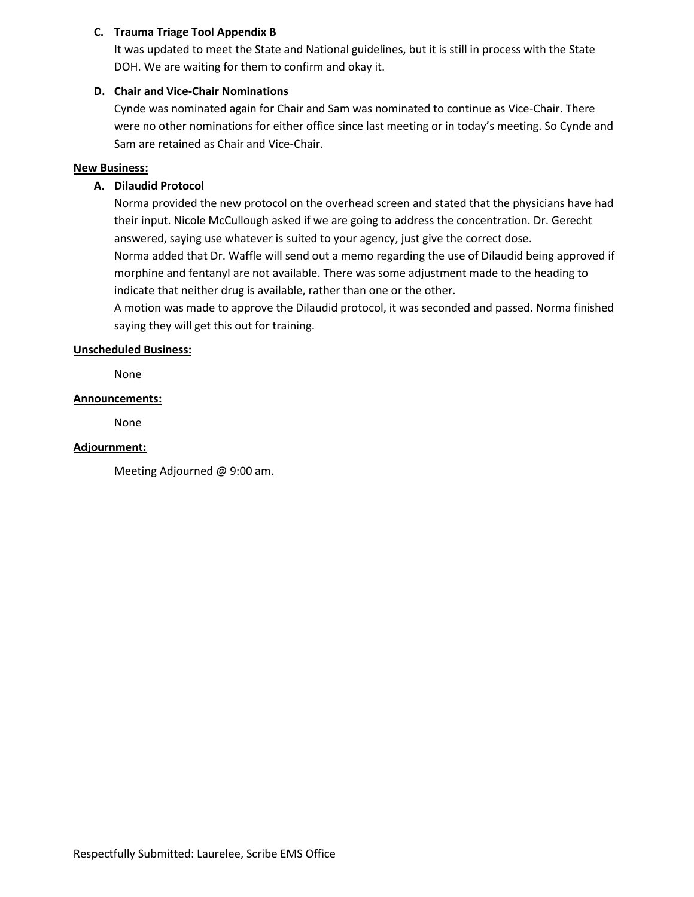**C. Trauma Triage Tool Appendix B**

It was updated to meet the State and National guidelines, but it is still in process with the State DOH. We are waiting for them to confirm and okay it.

**D. Chair and Vice-Chair Nominations**

Cynde was nominated again for Chair and Sam was nominated to continue as Vice-Chair. There were no other nominations for either office since last meeting or in today's meeting. So Cynde and Sam are retained as Chair and Vice-Chair.

**New Business:**

**A. Dilaudid Protocol**

Norma provided the new protocol on the overhead screen and stated that the physicians have had their input. Nicole McCullough asked if we are going to address the concentration. Dr. Gerecht answered, saying use whatever is suited to your agency, just give the correct dose.

Norma added that Dr. Waffle will send out a memo regarding the use of Dilaudid being approved if morphine and fentanyl are not available. There was some adjustment made to the heading to indicate that neither drug is available, rather than one or the other.

A motion was made to approve the Dilaudid protocol, it was seconded and passed. Norma finished saying they will get this out for training.

**Unscheduled Business:**

None

**Announcements:**

None

**Adjournment:**

Meeting Adjourned @ 9:00 am.

Respectfully Submitted: Laurelee, Scribe EMS Office